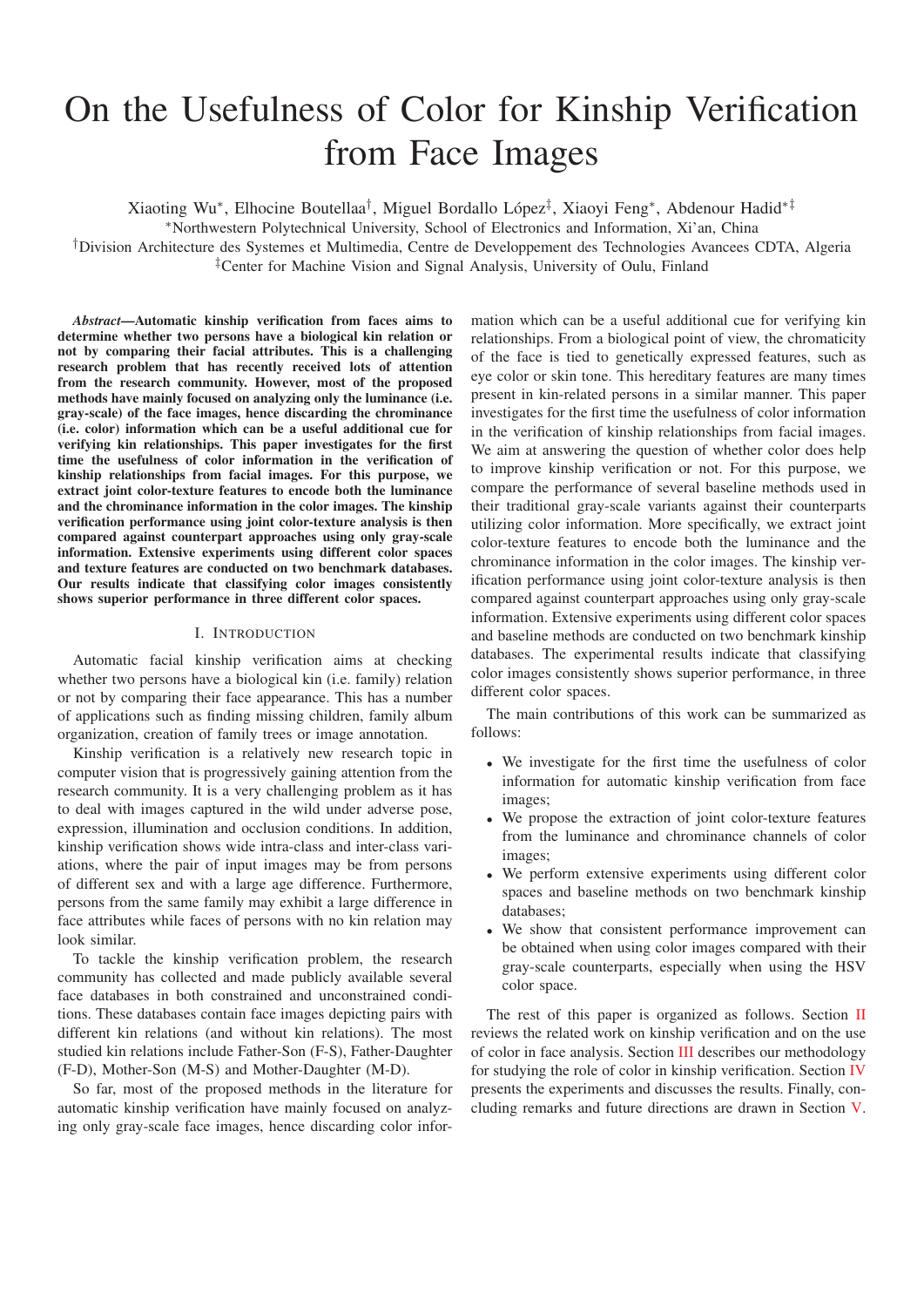# On the Usefulness of Color for Kinship Verification from Face Images

Xiaoting Wu*, Elhocine Boutellaa†, Miguel Bordallo López‡, Xiaoyi Feng*, Abdenour Hadid*‡

*Northwestern Polytechnical University, School of Electronics and Information, Xi'an, China

†Division Architecture des Systemes et Multimedia, Centre de Developpement des Technologies Avancees CDTA, Algeria

‡Center for Machine Vision and Signal Analysis, University of Oulu, Finland

***Abstract*—Automatic kinship verification from faces aims to determine whether two persons have a biological kin relation or not by comparing their facial attributes. This is a challenging research problem that has recently received lots of attention from the research community. However, most of the proposed methods have mainly focused on analyzing only the luminance (i.e. gray-scale) of the face images, hence discarding the chrominance (i.e. color) information which can be a useful additional cue for verifying kin relationships. This paper investigates for the first time the usefulness of color information in the verification of kinship relationships from facial images. For this purpose, we extract joint color-texture features to encode both the luminance and the chrominance information in the color images. The kinship verification performance using joint color-texture analysis is then compared against counterpart approaches using only gray-scale information. Extensive experiments using different color spaces and texture features are conducted on two benchmark databases. Our results indicate that classifying color images consistently shows superior performance in three different color spaces.**

## I. Introduction

Automatic facial kinship verification aims at checking whether two persons have a biological kin (i.e. family) relation or not by comparing their face appearance. This has a number of applications such as finding missing children, family album organization, creation of family trees or image annotation.

Kinship verification is a relatively new research topic in computer vision that is progressively gaining attention from the research community. It is a very challenging problem as it has to deal with images captured in the wild under adverse pose, expression, illumination and occlusion conditions. In addition, kinship verification shows wide intra-class and inter-class variations, where the pair of input images may be from persons of different sex and with a large age difference. Furthermore, persons from the same family may exhibit a large difference in face attributes while faces of persons with no kin relation may look similar.

To tackle the kinship verification problem, the research community has collected and made publicly available several face databases in both constrained and unconstrained conditions. These databases contain face images depicting pairs with different kin relations (and without kin relations). The most studied kin relations include Father-Son (F-S), Father-Daughter (F-D), Mother-Son (M-S) and Mother-Daughter (M-D).

So far, most of the proposed methods in the literature for automatic kinship verification have mainly focused on analyzing only gray-scale face images, hence discarding color information which can be a useful additional cue for verifying kin relationships. From a biological point of view, the chromaticity of the face is tied to genetically expressed features, such as eye color or skin tone. This hereditary features are many times present in kin-related persons in a similar manner. This paper investigates for the first time the usefulness of color information in the verification of kinship relationships from facial images. We aim at answering the question of whether color does help to improve kinship verification or not. For this purpose, we compare the performance of several baseline methods used in their traditional gray-scale variants against their counterparts utilizing color information. More specifically, we extract joint color-texture features to encode both the luminance and the chrominance information in the color images. The kinship verification performance using joint color-texture analysis is then compared against counterpart approaches using only gray-scale information. Extensive experiments using different color spaces and baseline methods are conducted on two benchmark kinship databases. The experimental results indicate that classifying color images consistently shows superior performance, in three different color spaces.

The main contributions of this work can be summarized as follows:

- We investigate for the first time the usefulness of color information for automatic kinship verification from face images;
- We propose the extraction of joint color-texture features from the luminance and chrominance channels of color images;
- We perform extensive experiments using different color spaces and baseline methods on two benchmark kinship databases;
- We show that consistent performance improvement can be obtained when using color images compared with their gray-scale counterparts, especially when using the HSV color space.

The rest of this paper is organized as follows. Section II reviews the related work on kinship verification and on the use of color in face analysis. Section III describes our methodology for studying the role of color in kinship verification. Section IV presents the experiments and discusses the results. Finally, concluding remarks and future directions are drawn in Section V.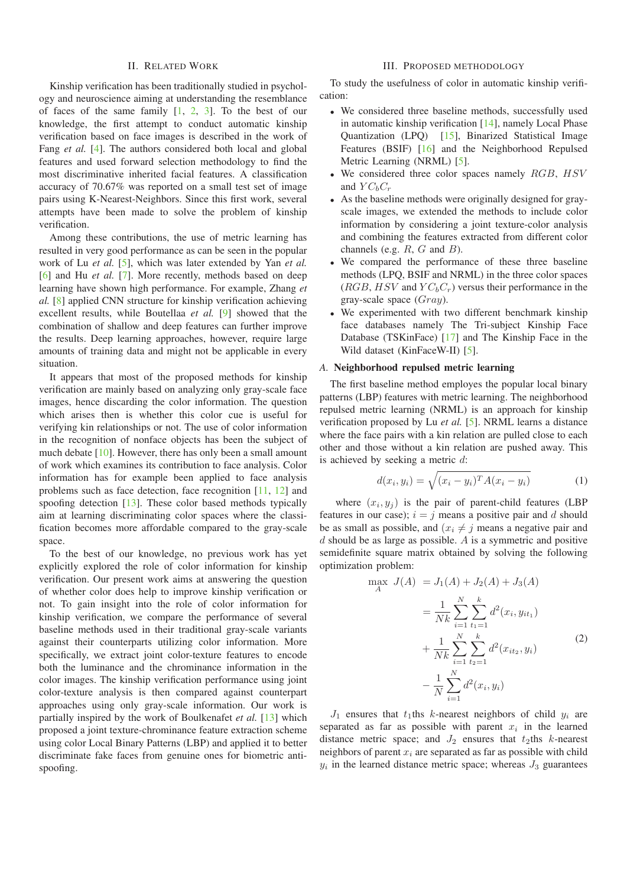## II. Related Work

Kinship verification has been traditionally studied in psychology and neuroscience aiming at understanding the resemblance of faces of the same family [1, 2, 3]. To the best of our knowledge, the first attempt to conduct automatic kinship verification based on face images is described in the work of Fang *et al.* [4]. The authors considered both local and global features and used forward selection methodology to find the most discriminative inherited facial features. A classification accuracy of 70.67% was reported on a small test set of image pairs using K-Nearest-Neighbors. Since this first work, several attempts have been made to solve the problem of kinship verification.

Among these contributions, the use of metric learning has resulted in very good performance as can be seen in the popular work of Lu *et al.* [5], which was later extended by Yan *et al.* [6] and Hu *et al.* [7]. More recently, methods based on deep learning have shown high performance. For example, Zhang *et al.* [8] applied CNN structure for kinship verification achieving excellent results, while Boutellaa *et al.* [9] showed that the combination of shallow and deep features can further improve the results. Deep learning approaches, however, require large amounts of training data and might not be applicable in every situation.

It appears that most of the proposed methods for kinship verification are mainly based on analyzing only gray-scale face images, hence discarding the color information. The question which arises then is whether this color cue is useful for verifying kin relationships or not. The use of color information in the recognition of nonface objects has been the subject of much debate [10]. However, there has only been a small amount of work which examines its contribution to face analysis. Color information has for example been applied to face analysis problems such as face detection, face recognition [11, 12] and spoofing detection [13]. These color based methods typically aim at learning discriminating color spaces where the classification becomes more affordable compared to the gray-scale space.

To the best of our knowledge, no previous work has yet explicitly explored the role of color information for kinship verification. Our present work aims at answering the question of whether color does help to improve kinship verification or not. To gain insight into the role of color information for kinship verification, we compare the performance of several baseline methods used in their traditional gray-scale variants against their counterparts utilizing color information. More specifically, we extract joint color-texture features to encode both the luminance and the chrominance information in the color images. The kinship verification performance using joint color-texture analysis is then compared against counterpart approaches using only gray-scale information. Our work is partially inspired by the work of Boulkenafet *et al.* [13] which proposed a joint texture-chrominance feature extraction scheme using color Local Binary Patterns (LBP) and applied it to better discriminate fake faces from genuine ones for biometric anti-spoofing.

## III. Proposed Methodology

To study the usefulness of color in automatic kinship verification:

- We considered three baseline methods, successfully used in automatic kinship verification [14], namely Local Phase Quantization (LPQ) [15], Binarized Statistical Image Features (BSIF) [16] and the Neighborhood Repulsed Metric Learning (NRML) [5].
- We considered three color spaces namely $RGB$, $HSV$ and $YC_bC_r$
- As the baseline methods were originally designed for gray-scale images, we extended the methods to include color information by considering a joint texture-color analysis and combining the features extracted from different color channels (e.g. $R$, $G$ and $B$).
- We compared the performance of these three baseline methods (LPQ, BSIF and NRML) in the three color spaces ($RGB$, $HSV$ and $YC_bC_r$) versus their performance in the gray-scale space ($Gray$).
- We experimented with two different benchmark kinship face databases namely The Tri-subject Kinship Face Database (TSKinFace) [17] and The Kinship Face in the Wild dataset (KinFaceW-II) [5].

### A. Neighborhood repulsed metric learning

The first baseline method employes the popular local binary patterns (LBP) features with metric learning. The neighborhood repulsed metric learning (NRML) is an approach for kinship verification proposed by Lu *et al.* [5]. NRML learns a distance where the face pairs with a kin relation are pulled close to each other and those without a kin relation are pushed away. This is achieved by seeking a metric $d$:

$$d(x_i, y_i) = \sqrt{(x_i - y_i)^T A (x_i - y_i)} \tag{1}$$

where $(x_i, y_j)$ is the pair of parent-child features (LBP features in our case); $i = j$ means a positive pair and $d$ should be as small as possible, and $(x_i \neq j$ means a negative pair and $d$ should be as large as possible. $A$ is a symmetric and positive semidefinite square matrix obtained by solving the following optimization problem:

$$\begin{aligned}
\max_{A} \; J(A) &= J_1(A) + J_2(A) + J_3(A) \\
&= \frac{1}{Nk} \sum_{i=1}^{N} \sum_{t_1=1}^{k} d^2(x_i, y_{it_1}) \\
&+ \frac{1}{Nk} \sum_{i=1}^{N} \sum_{t_2=1}^{k} d^2(x_{it_2}, y_i) \\
&- \frac{1}{N} \sum_{i=1}^{N} d^2(x_i, y_i)
\end{aligned} \tag{2}$$

$J_1$ ensures that $t_1$ths $k$-nearest neighbors of child $y_i$ are separated as far as possible with parent $x_i$ in the learned distance metric space; and $J_2$ ensures that $t_2$ths $k$-nearest neighbors of parent $x_i$ are separated as far as possible with child $y_i$ in the learned distance metric space; whereas $J_3$ guarantees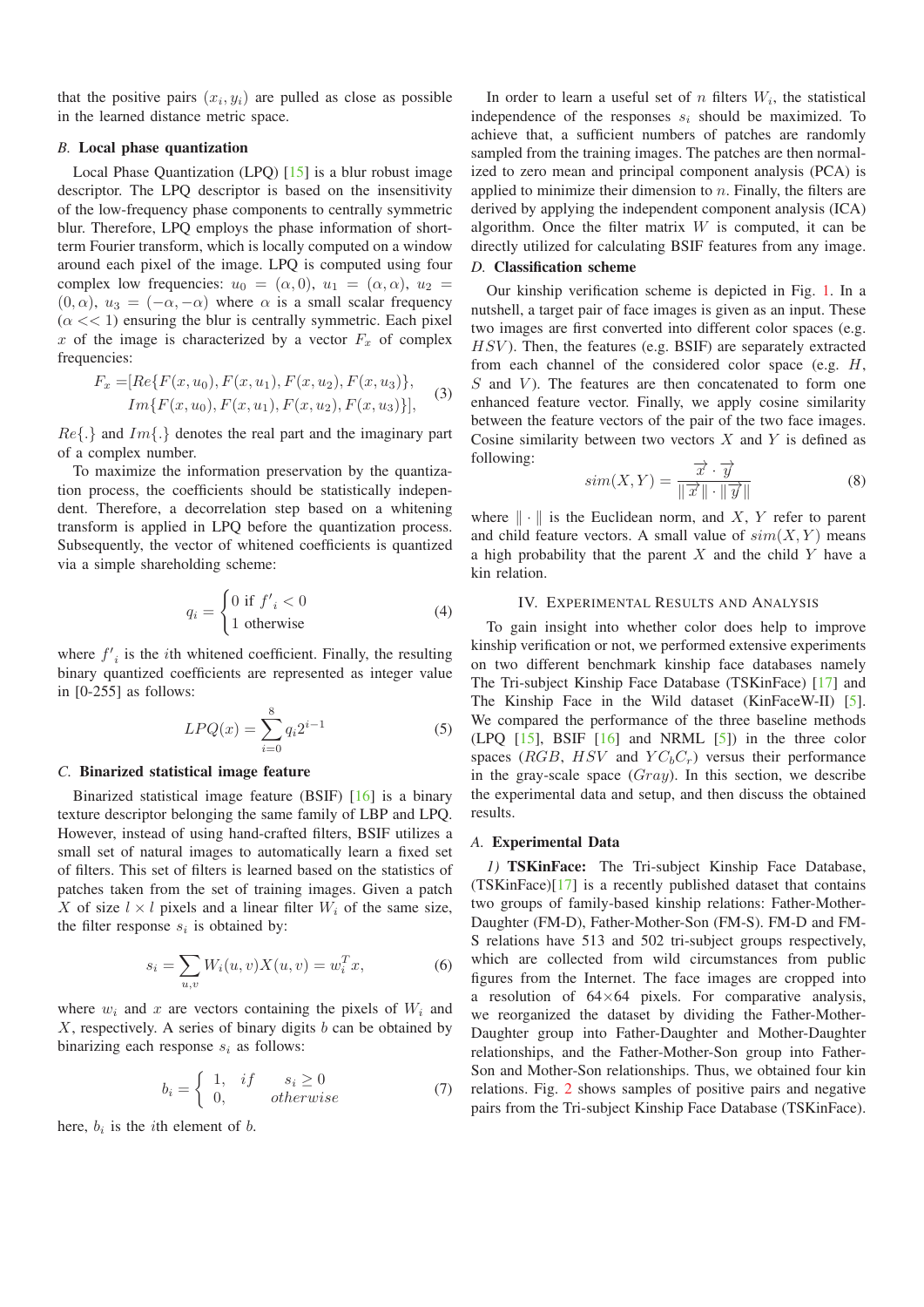that the positive pairs $(x_i, y_i)$ are pulled as close as possible in the learned distance metric space.

### *B.* Local phase quantization

Local Phase Quantization (LPQ) [15] is a blur robust image descriptor. The LPQ descriptor is based on the insensitivity of the low-frequency phase components to centrally symmetric blur. Therefore, LPQ employs the phase information of short-term Fourier transform, which is locally computed on a window around each pixel of the image. LPQ is computed using four complex low frequencies: $u_0 = (\alpha, 0)$, $u_1 = (\alpha, \alpha)$, $u_2 = (0, \alpha)$, $u_3 = (-\alpha, -\alpha)$ where $\alpha$ is a small scalar frequency ($\alpha << 1$) ensuring the blur is centrally symmetric. Each pixel $x$ of the image is characterized by a vector $F_x$ of complex frequencies:

$$F_x = [Re\{F(x, u_0), F(x, u_1), F(x, u_2), F(x, u_3)\}, \\ Im\{F(x, u_0), F(x, u_1), F(x, u_2), F(x, u_3)\}], \quad (3)$$

$Re\{.\}$ and $Im\{.\}$ denotes the real part and the imaginary part of a complex number.

To maximize the information preservation by the quantization process, the coefficients should be statistically independent. Therefore, a decorrelation step based on a whitening transform is applied in LPQ before the quantization process. Subsequently, the vector of whitened coefficients is quantized via a simple shareholding scheme:

$$q_i = \begin{cases} 0 \text{ if } {f'}_i < 0 \\ 1 \text{ otherwise} \end{cases} \quad (4)$$

where ${f'}_i$ is the $i$th whitened coefficient. Finally, the resulting binary quantized coefficients are represented as integer value in [0-255] as follows:

$$LPQ(x) = \sum_{i=0}^{8} q_i 2^{i-1} \quad (5)$$

### *C.* Binarized statistical image feature

Binarized statistical image feature (BSIF) [16] is a binary texture descriptor belonging the same family of LBP and LPQ. However, instead of using hand-crafted filters, BSIF utilizes a small set of natural images to automatically learn a fixed set of filters. This set of filters is learned based on the statistics of patches taken from the set of training images. Given a patch $X$ of size $l \times l$ pixels and a linear filter $W_i$ of the same size, the filter response $s_i$ is obtained by:

$$s_i = \sum_{u,v} W_i(u, v) X(u, v) = w_i^T x, \quad (6)$$

where $w_i$ and $x$ are vectors containing the pixels of $W_i$ and $X$, respectively. A series of binary digits $b$ can be obtained by binarizing each response $s_i$ as follows:

$$b_i = \begin{cases} 1, & if \quad s_i \geq 0 \\ 0, & otherwise \end{cases} \quad (7)$$

here, $b_i$ is the $i$th element of $b$.

In order to learn a useful set of $n$ filters $W_i$, the statistical independence of the responses $s_i$ should be maximized. To achieve that, a sufficient numbers of patches are randomly sampled from the training images. The patches are then normalized to zero mean and principal component analysis (PCA) is applied to minimize their dimension to $n$. Finally, the filters are derived by applying the independent component analysis (ICA) algorithm. Once the filter matrix $W$ is computed, it can be directly utilized for calculating BSIF features from any image.

### *D.* Classification scheme

Our kinship verification scheme is depicted in Fig. 1. In a nutshell, a target pair of face images is given as an input. These two images are first converted into different color spaces (e.g. $HSV$). Then, the features (e.g. BSIF) are separately extracted from each channel of the considered color space (e.g. $H$, $S$ and $V$). The features are then concatenated to form one enhanced feature vector. Finally, we apply cosine similarity between the feature vectors of the pair of the two face images. Cosine similarity between two vectors $X$ and $Y$ is defined as following:

$$sim(X, Y) = \frac{\overrightarrow{x} \cdot \overrightarrow{y}}{\|\overrightarrow{x}\| \cdot \|\overrightarrow{y}\|} \quad (8)$$

where $\| \cdot \|$ is the Euclidean norm, and $X$, $Y$ refer to parent and child feature vectors. A small value of $sim(X, Y)$ means a high probability that the parent $X$ and the child $Y$ have a kin relation.

## IV. Experimental Results and Analysis

To gain insight into whether color does help to improve kinship verification or not, we performed extensive experiments on two different benchmark kinship face databases namely The Tri-subject Kinship Face Database (TSKinFace) [17] and The Kinship Face in the Wild dataset (KinFaceW-II) [5]. We compared the performance of the three baseline methods (LPQ [15], BSIF [16] and NRML [5]) in the three color spaces ($RGB$, $HSV$ and $YC_bC_r$) versus their performance in the gray-scale space ($Gray$). In this section, we describe the experimental data and setup, and then discuss the obtained results.

### *A.* Experimental Data

*1)* **TSKinFace:** The Tri-subject Kinship Face Database, (TSKinFace)[17] is a recently published dataset that contains two groups of family-based kinship relations: Father-Mother-Daughter (FM-D), Father-Mother-Son (FM-S). FM-D and FM-S relations have 513 and 502 tri-subject groups respectively, which are collected from wild circumstances from public figures from the Internet. The face images are cropped into a resolution of 64×64 pixels. For comparative analysis, we reorganized the dataset by dividing the Father-Mother-Daughter group into Father-Daughter and Mother-Daughter relationships, and the Father-Mother-Son group into Father-Son and Mother-Son relationships. Thus, we obtained four kin relations. Fig. 2 shows samples of positive pairs and negative pairs from the Tri-subject Kinship Face Database (TSKinFace).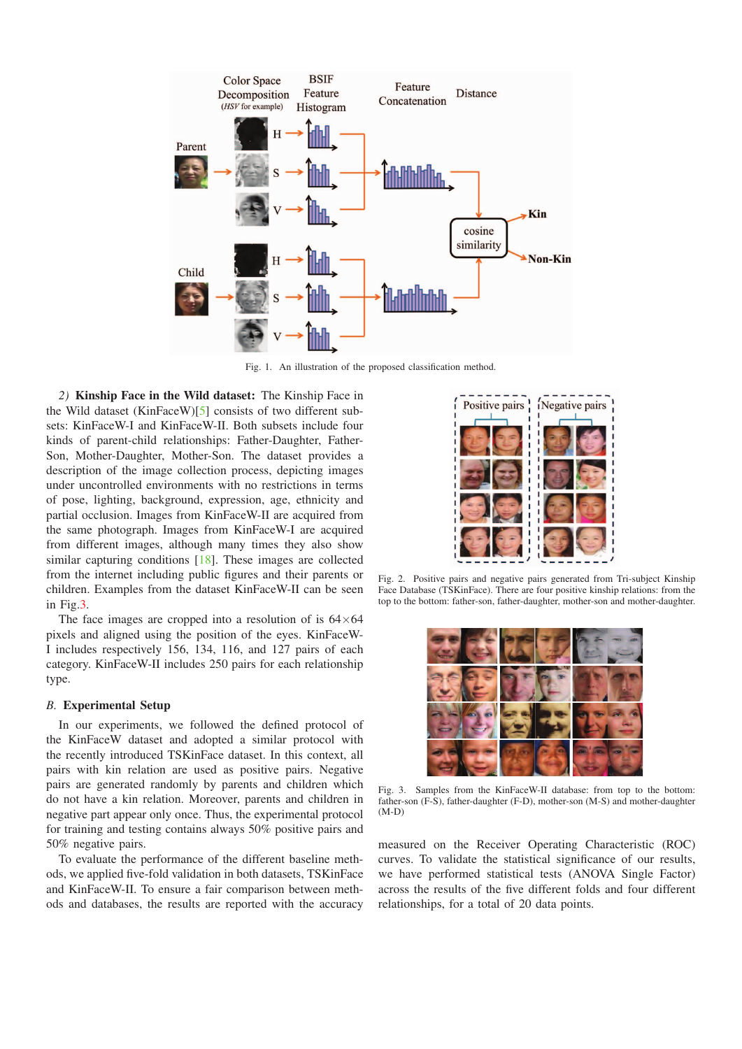Fig. 1. An illustration of the proposed classification method.

*2) Kinship Face in the Wild dataset:* The Kinship Face in the Wild dataset (KinFaceW)[5] consists of two different subsets: KinFaceW-I and KinFaceW-II. Both subsets include four kinds of parent-child relationships: Father-Daughter, Father-Son, Mother-Daughter, Mother-Son. The dataset provides a description of the image collection process, depicting images under uncontrolled environments with no restrictions in terms of pose, lighting, background, expression, age, ethnicity and partial occlusion. Images from KinFaceW-II are acquired from the same photograph. Images from KinFaceW-I are acquired from different images, although many times they also show similar capturing conditions [18]. These images are collected from the internet including public figures and their parents or children. Examples from the dataset KinFaceW-II can be seen in Fig.3.

The face images are cropped into a resolution of is $64 \times 64$ pixels and aligned using the position of the eyes. KinFaceW-I includes respectively 156, 134, 116, and 127 pairs of each category. KinFaceW-II includes 250 pairs for each relationship type.

Fig. 2. Positive pairs and negative pairs generated from Tri-subject Kinship Face Database (TSKinFace). There are four positive kinship relations: from the top to the bottom: father-son, father-daughter, mother-son and mother-daughter.

Fig. 3. Samples from the KinFaceW-II database: from top to the bottom: father-son (F-S), father-daughter (F-D), mother-son (M-S) and mother-daughter (M-D)

### *B.* Experimental Setup

In our experiments, we followed the defined protocol of the KinFaceW dataset and adopted a similar protocol with the recently introduced TSKinFace dataset. In this context, all pairs with kin relation are used as positive pairs. Negative pairs are generated randomly by parents and children which do not have a kin relation. Moreover, parents and children in negative part appear only once. Thus, the experimental protocol for training and testing contains always 50% positive pairs and 50% negative pairs.

To evaluate the performance of the different baseline methods, we applied five-fold validation in both datasets, TSKinFace and KinFaceW-II. To ensure a fair comparison between methods and databases, the results are reported with the accuracy measured on the Receiver Operating Characteristic (ROC) curves. To validate the statistical significance of our results, we have performed statistical tests (ANOVA Single Factor) across the results of the five different folds and four different relationships, for a total of 20 data points.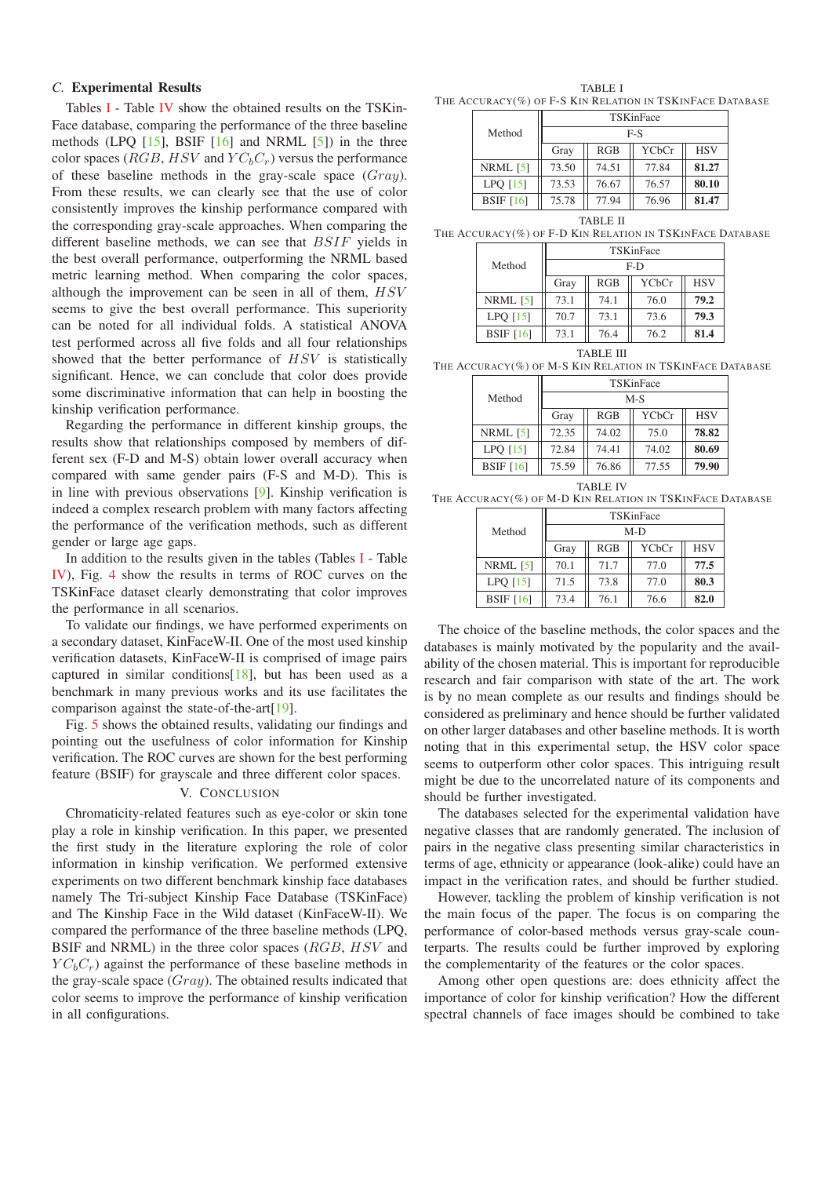### C. Experimental Results

Tables I - Table IV show the obtained results on the TSKinFace database, comparing the performance of the three baseline methods (LPQ [15], BSIF [16] and NRML [5]) in the three color spaces ($RGB$, $HSV$ and $YC_bC_r$) versus the performance of these baseline methods in the gray-scale space ($Gray$). From these results, we can clearly see that the use of color consistently improves the kinship performance compared with the corresponding gray-scale approaches. When comparing the different baseline methods, we can see that $BSIF$ yields in the best overall performance, outperforming the NRML based metric learning method. When comparing the color spaces, although the improvement can be seen in all of them, $HSV$ seems to give the best overall performance. This superiority can be noted for all individual folds. A statistical ANOVA test performed across all five folds and all four relationships showed that the better performance of $HSV$ is statistically significant. Hence, we can conclude that color does provide some discriminative information that can help in boosting the kinship verification performance.

Regarding the performance in different kinship groups, the results show that relationships composed by members of different sex (F-D and M-S) obtain lower overall accuracy when compared with same gender pairs (F-S and M-D). This is in line with previous observations [9]. Kinship verification is indeed a complex research problem with many factors affecting the performance of the verification methods, such as different gender or large age gaps.

In addition to the results given in the tables (Tables I - Table IV), Fig. 4 show the results in terms of ROC curves on the TSKinFace dataset clearly demonstrating that color improves the performance in all scenarios.

To validate our findings, we have performed experiments on a secondary dataset, KinFaceW-II. One of the most used kinship verification datasets, KinFaceW-II is comprised of image pairs captured in similar conditions[18], but has been used as a benchmark in many previous works and its use facilitates the comparison against the state-of-the-art[19].

Fig. 5 shows the obtained results, validating our findings and pointing out the usefulness of color information for Kinship verification. The ROC curves are shown for the best performing feature (BSIF) for grayscale and three different color spaces.

TABLE I
THE ACCURACY(%) OF F-S KIN RELATION IN TSKINFACE DATABASE

| Method | TSKinFace | | | |
|---|---|---|---|---|
| | F-S | | | |
| | Gray | RGB | YCbCr | HSV |
| NRML [5] | 73.50 | 74.51 | 77.84 | **81.27** |
| LPQ [15] | 73.53 | 76.67 | 76.57 | **80.10** |
| BSIF [16] | 75.78 | 77.94 | 76.96 | **81.47** |

TABLE II
THE ACCURACY(%) OF F-D KIN RELATION IN TSKINFACE DATABASE

| Method | TSKinFace | | | |
|---|---|---|---|---|
| | F-D | | | |
| | Gray | RGB | YCbCr | HSV |
| NRML [5] | 73.1 | 74.1 | 76.0 | **79.2** |
| LPQ [15] | 70.7 | 73.1 | 73.6 | **79.3** |
| BSIF [16] | 73.1 | 76.4 | 76.2 | **81.4** |

TABLE III
THE ACCURACY(%) OF M-S KIN RELATION IN TSKINFACE DATABASE

| Method | TSKinFace | | | |
|---|---|---|---|---|
| | M-S | | | |
| | Gray | RGB | YCbCr | HSV |
| NRML [5] | 72.35 | 74.02 | 75.0 | **78.82** |
| LPQ [15] | 72.84 | 74.41 | 74.02 | **80.69** |
| BSIF [16] | 75.59 | 76.86 | 77.55 | **79.90** |

TABLE IV
THE ACCURACY(%) OF M-D KIN RELATION IN TSKINFACE DATABASE

| Method | TSKinFace | | | |
|---|---|---|---|---|
| | M-D | | | |
| | Gray | RGB | YCbCr | HSV |
| NRML [5] | 70.1 | 71.7 | 77.0 | **77.5** |
| LPQ [15] | 71.5 | 73.8 | 77.0 | **80.3** |
| BSIF [16] | 73.4 | 76.1 | 76.6 | **82.0** |

## V. CONCLUSION

Chromaticity-related features such as eye-color or skin tone play a role in kinship verification. In this paper, we presented the first study in the literature exploring the role of color information in kinship verification. We performed extensive experiments on two different benchmark kinship face databases namely The Tri-subject Kinship Face Database (TSKinFace) and The Kinship Face in the Wild dataset (KinFaceW-II). We compared the performance of the three baseline methods (LPQ, BSIF and NRML) in the three color spaces ($RGB$, $HSV$ and $YC_bC_r$) against the performance of these baseline methods in the gray-scale space ($Gray$). The obtained results indicated that color seems to improve the performance of kinship verification in all configurations.

The choice of the baseline methods, the color spaces and the databases is mainly motivated by the popularity and the availability of the chosen material. This is important for reproducible research and fair comparison with state of the art. The work is by no mean complete as our results and findings should be considered as preliminary and hence should be further validated on other larger databases and other baseline methods. It is worth noting that in this experimental setup, the HSV color space seems to outperform other color spaces. This intriguing result might be due to the uncorrelated nature of its components and should be further investigated.

The databases selected for the experimental validation have negative classes that are randomly generated. The inclusion of pairs in the negative class presenting similar characteristics in terms of age, ethnicity or appearance (look-alike) could have an impact in the verification rates, and should be further studied.

However, tackling the problem of kinship verification is not the main focus of the paper. The focus is on comparing the performance of color-based methods versus gray-scale counterparts. The results could be further improved by exploring the complementarity of the features or the color spaces.

Among other open questions are: does ethnicity affect the importance of color for kinship verification? How the different spectral channels of face images should be combined to take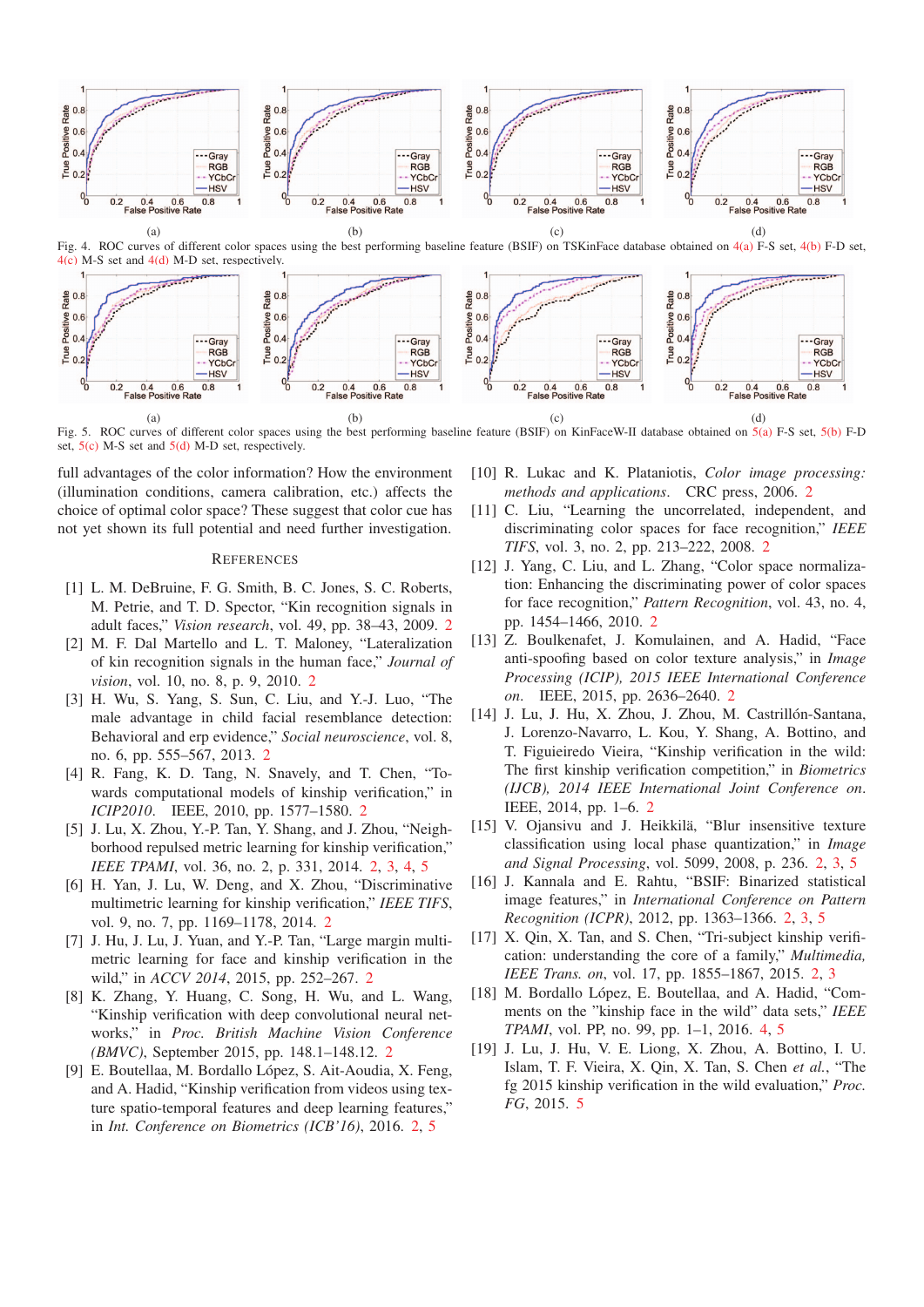1
0.8
0.6
0.4
0.2
0
True Positive Rate
0 0.2 0.4 0.6 0.8 1
False Positive Rate
Gray
RGB
YCbCr
HSV

(a)

(b)

(c)

(d)

Fig. 4. ROC curves of different color spaces using the best performing baseline feature (BSIF) on TSKinFace database obtained on 4(a) F-S set, 4(b) F-D set, 4(c) M-S set and 4(d) M-D set, respectively.

1
0.8
0.6
0.4
0.2
0
True Positive Rate
0 0.2 0.4 0.6 0.8 1
False Positive Rate
Gray
RGB
YCbCr
HSV

(a)

(b)

(c)

(d)

Fig. 5. ROC curves of different color spaces using the best performing baseline feature (BSIF) on KinFaceW-II database obtained on 5(a) F-S set, 5(b) F-D set, 5(c) M-S set and 5(d) M-D set, respectively.

full advantages of the color information? How the environment (illumination conditions, camera calibration, etc.) affects the choice of optimal color space? These suggest that color cue has not yet shown its full potential and need further investigation.

## References

[1] L. M. DeBruine, F. G. Smith, B. C. Jones, S. C. Roberts, M. Petrie, and T. D. Spector, "Kin recognition signals in adult faces," *Vision research*, vol. 49, pp. 38–43, 2009. 2

[2] M. F. Dal Martello and L. T. Maloney, "Lateralization of kin recognition signals in the human face," *Journal of vision*, vol. 10, no. 8, p. 9, 2010. 2

[3] H. Wu, S. Yang, S. Sun, C. Liu, and Y.-J. Luo, "The male advantage in child facial resemblance detection: Behavioral and erp evidence," *Social neuroscience*, vol. 8, no. 6, pp. 555–567, 2013. 2

[4] R. Fang, K. D. Tang, N. Snavely, and T. Chen, "Towards computational models of kinship verification," in *ICIP2010*. IEEE, 2010, pp. 1577–1580. 2

[5] J. Lu, X. Zhou, Y.-P. Tan, Y. Shang, and J. Zhou, "Neighborhood repulsed metric learning for kinship verification," *IEEE TPAMI*, vol. 36, no. 2, p. 331, 2014. 2, 3, 4, 5

[6] H. Yan, J. Lu, W. Deng, and X. Zhou, "Discriminative multimetric learning for kinship verification," *IEEE TIFS*, vol. 9, no. 7, pp. 1169–1178, 2014. 2

[7] J. Hu, J. Lu, J. Yuan, and Y.-P. Tan, "Large margin multimetric learning for face and kinship verification in the wild," in *ACCV 2014*, 2015, pp. 252–267. 2

[8] K. Zhang, Y. Huang, C. Song, H. Wu, and L. Wang, "Kinship verification with deep convolutional neural networks," in *Proc. British Machine Vision Conference (BMVC)*, September 2015, pp. 148.1–148.12. 2

[9] E. Boutellaa, M. Bordallo López, S. Ait-Aoudia, X. Feng, and A. Hadid, "Kinship verification from videos using texture spatio-temporal features and deep learning features," in *Int. Conference on Biometrics (ICB'16)*, 2016. 2, 5

[10] R. Lukac and K. Plataniotis, *Color image processing: methods and applications*. CRC press, 2006. 2

[11] C. Liu, "Learning the uncorrelated, independent, and discriminating color spaces for face recognition," *IEEE TIFS*, vol. 3, no. 2, pp. 213–222, 2008. 2

[12] J. Yang, C. Liu, and L. Zhang, "Color space normalization: Enhancing the discriminating power of color spaces for face recognition," *Pattern Recognition*, vol. 43, no. 4, pp. 1454–1466, 2010. 2

[13] Z. Boulkenafet, J. Komulainen, and A. Hadid, "Face anti-spoofing based on color texture analysis," in *Image Processing (ICIP), 2015 IEEE International Conference on*. IEEE, 2015, pp. 2636–2640. 2

[14] J. Lu, J. Hu, X. Zhou, J. Zhou, M. Castrillón-Santana, J. Lorenzo-Navarro, L. Kou, Y. Shang, A. Bottino, and T. Figuieiredo Vieira, "Kinship verification in the wild: The first kinship verification competition," in *Biometrics (IJCB), 2014 IEEE International Joint Conference on*. IEEE, 2014, pp. 1–6. 2

[15] V. Ojansivu and J. Heikkilä, "Blur insensitive texture classification using local phase quantization," in *Image and Signal Processing*, vol. 5099, 2008, p. 236. 2, 3, 5

[16] J. Kannala and E. Rahtu, "BSIF: Binarized statistical image features," in *International Conference on Pattern Recognition (ICPR)*, 2012, pp. 1363–1366. 2, 3, 5

[17] X. Qin, X. Tan, and S. Chen, "Tri-subject kinship verification: Understanding the core of a family," *Multimedia, IEEE Trans. on*, vol. 17, pp. 1855–1867, 2015. 2, 3

[18] M. Bordallo López, E. Boutellaa, and A. Hadid, "Comments on the "kinship face in the wild" data sets," *IEEE TPAMI*, vol. PP, no. 99, pp. 1–1, 2016. 4, 5

[19] J. Lu, J. Hu, V. E. Liong, X. Zhou, A. Bottino, I. U. Islam, T. F. Vieira, X. Qin, X. Tan, S. Chen *et al.*, "The fg 2015 kinship verification in the wild evaluation," *Proc. FG*, 2015. 5